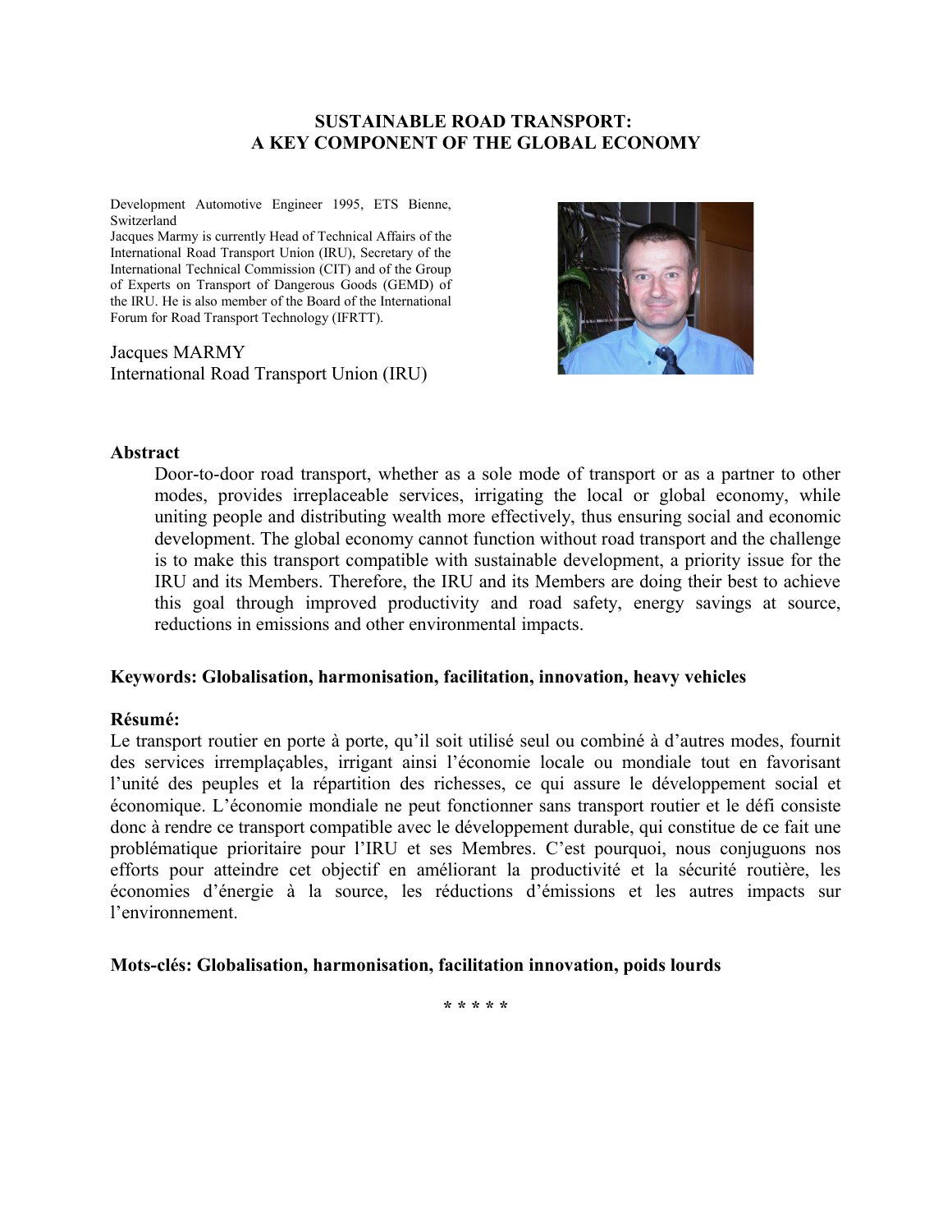# SUSTAINABLE ROAD TRANSPORT: A KEY COMPONENT OF THE GLOBAL ECONOMY

Development Automotive Engineer 1995, ETS Bienne, Switzerland
Jacques Marmy is currently Head of Technical Affairs of the International Road Transport Union (IRU), Secretary of the International Technical Commission (CIT) and of the Group of Experts on Transport of Dangerous Goods (GEMD) of the IRU. He is also member of the Board of the International Forum for Road Transport Technology (IFRTT).

Jacques MARMY
International Road Transport Union (IRU)

## Abstract

Door-to-door road transport, whether as a sole mode of transport or as a partner to other modes, provides irreplaceable services, irrigating the local or global economy, while uniting people and distributing wealth more effectively, thus ensuring social and economic development. The global economy cannot function without road transport and the challenge is to make this transport compatible with sustainable development, a priority issue for the IRU and its Members. Therefore, the IRU and its Members are doing their best to achieve this goal through improved productivity and road safety, energy savings at source, reductions in emissions and other environmental impacts.

**Keywords: Globalisation, harmonisation, facilitation, innovation, heavy vehicles**

## Résumé:

Le transport routier en porte à porte, qu'il soit utilisé seul ou combiné à d'autres modes, fournit des services irremplaçables, irrigant ainsi l'économie locale ou mondiale tout en favorisant l'unité des peuples et la répartition des richesses, ce qui assure le développement social et économique. L'économie mondiale ne peut fonctionner sans transport routier et le défi consiste donc à rendre ce transport compatible avec le développement durable, qui constitue de ce fait une problématique prioritaire pour l'IRU et ses Membres. C'est pourquoi, nous conjuguons nos efforts pour atteindre cet objectif en améliorant la productivité et la sécurité routière, les économies d'énergie à la source, les réductions d'émissions et les autres impacts sur l'environnement.

**Mots-clés: Globalisation, harmonisation, facilitation innovation, poids lourds**

\* \* \* \* \*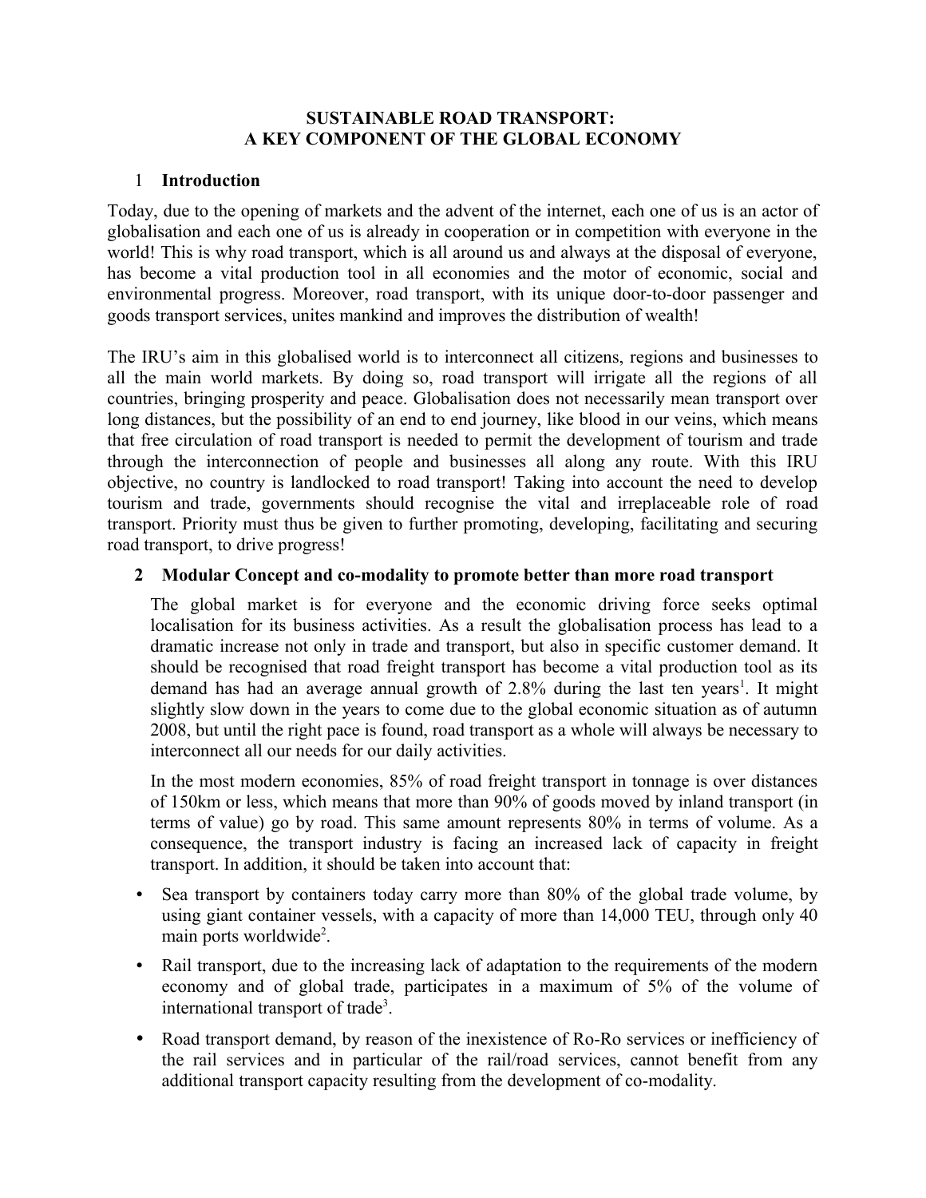**SUSTAINABLE ROAD TRANSPORT:**
**A KEY COMPONENT OF THE GLOBAL ECONOMY**

## 1 Introduction

Today, due to the opening of markets and the advent of the internet, each one of us is an actor of globalisation and each one of us is already in cooperation or in competition with everyone in the world! This is why road transport, which is all around us and always at the disposal of everyone, has become a vital production tool in all economies and the motor of economic, social and environmental progress. Moreover, road transport, with its unique door-to-door passenger and goods transport services, unites mankind and improves the distribution of wealth!

The IRU's aim in this globalised world is to interconnect all citizens, regions and businesses to all the main world markets. By doing so, road transport will irrigate all the regions of all countries, bringing prosperity and peace. Globalisation does not necessarily mean transport over long distances, but the possibility of an end to end journey, like blood in our veins, which means that free circulation of road transport is needed to permit the development of tourism and trade through the interconnection of people and businesses all along any route. With this IRU objective, no country is landlocked to road transport! Taking into account the need to develop tourism and trade, governments should recognise the vital and irreplaceable role of road transport. Priority must thus be given to further promoting, developing, facilitating and securing road transport, to drive progress!

## 2 Modular Concept and co-modality to promote better than more road transport

The global market is for everyone and the economic driving force seeks optimal localisation for its business activities. As a result the globalisation process has lead to a dramatic increase not only in trade and transport, but also in specific customer demand. It should be recognised that road freight transport has become a vital production tool as its demand has had an average annual growth of 2.8% during the last ten years[1]. It might slightly slow down in the years to come due to the global economic situation as of autumn 2008, but until the right pace is found, road transport as a whole will always be necessary to interconnect all our needs for our daily activities.

In the most modern economies, 85% of road freight transport in tonnage is over distances of 150km or less, which means that more than 90% of goods moved by inland transport (in terms of value) go by road. This same amount represents 80% in terms of volume. As a consequence, the transport industry is facing an increased lack of capacity in freight transport. In addition, it should be taken into account that:

- Sea transport by containers today carry more than 80% of the global trade volume, by using giant container vessels, with a capacity of more than 14,000 TEU, through only 40 main ports worldwide[2].
- Rail transport, due to the increasing lack of adaptation to the requirements of the modern economy and of global trade, participates in a maximum of 5% of the volume of international transport of trade[3].
- Road transport demand, by reason of the inexistence of Ro-Ro services or inefficiency of the rail services and in particular of the rail/road services, cannot benefit from any additional transport capacity resulting from the development of co-modality.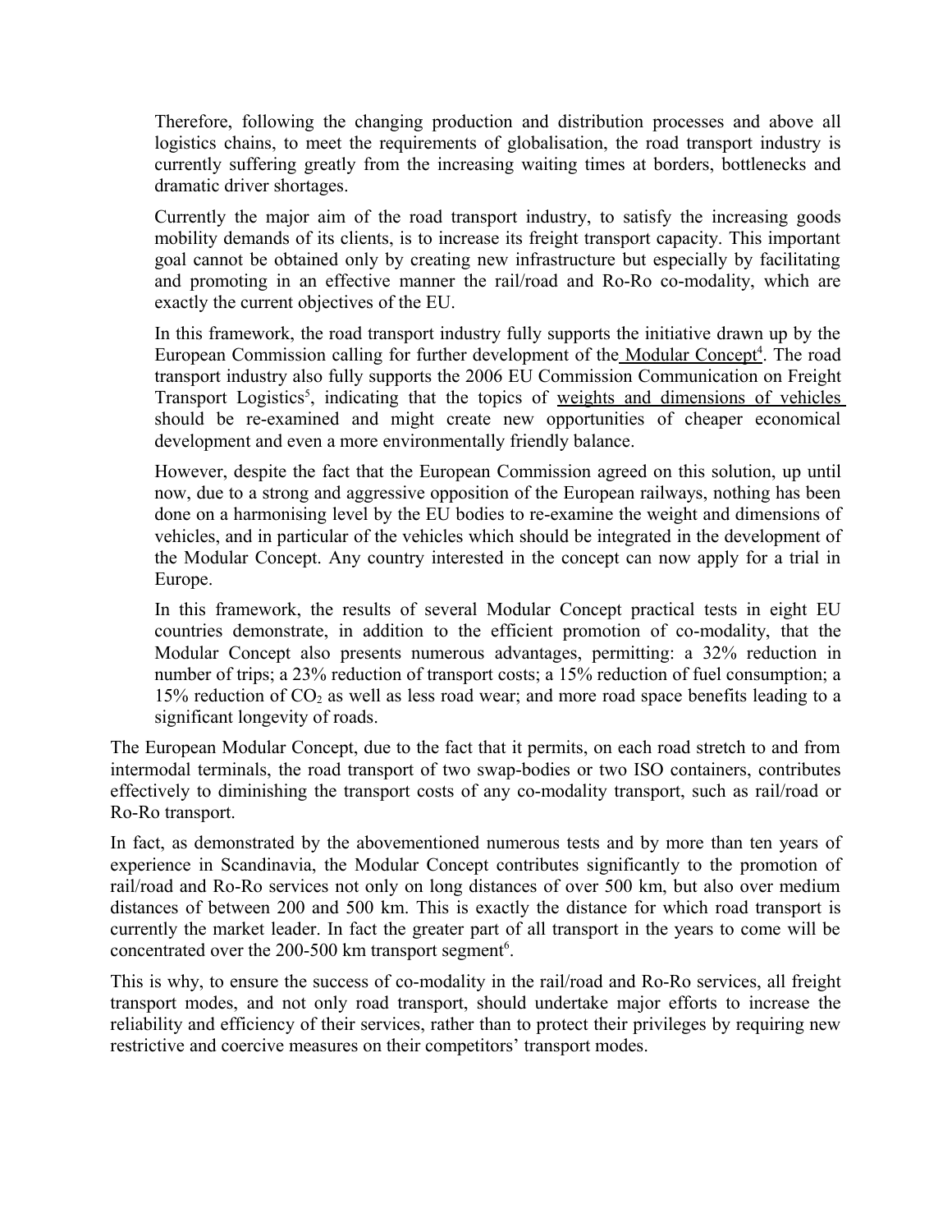Therefore, following the changing production and distribution processes and above all logistics chains, to meet the requirements of globalisation, the road transport industry is currently suffering greatly from the increasing waiting times at borders, bottlenecks and dramatic driver shortages.

Currently the major aim of the road transport industry, to satisfy the increasing goods mobility demands of its clients, is to increase its freight transport capacity. This important goal cannot be obtained only by creating new infrastructure but especially by facilitating and promoting in an effective manner the rail/road and Ro-Ro co-modality, which are exactly the current objectives of the EU.

In this framework, the road transport industry fully supports the initiative drawn up by the European Commission calling for further development of the Modular Concept[4]. The road transport industry also fully supports the 2006 EU Commission Communication on Freight Transport Logistics[5], indicating that the topics of weights and dimensions of vehicles should be re-examined and might create new opportunities of cheaper economical development and even a more environmentally friendly balance.

However, despite the fact that the European Commission agreed on this solution, up until now, due to a strong and aggressive opposition of the European railways, nothing has been done on a harmonising level by the EU bodies to re-examine the weight and dimensions of vehicles, and in particular of the vehicles which should be integrated in the development of the Modular Concept. Any country interested in the concept can now apply for a trial in Europe.

In this framework, the results of several Modular Concept practical tests in eight EU countries demonstrate, in addition to the efficient promotion of co-modality, that the Modular Concept also presents numerous advantages, permitting: a 32% reduction in number of trips; a 23% reduction of transport costs; a 15% reduction of fuel consumption; a 15% reduction of $CO_2$ as well as less road wear; and more road space benefits leading to a significant longevity of roads.

The European Modular Concept, due to the fact that it permits, on each road stretch to and from intermodal terminals, the road transport of two swap-bodies or two ISO containers, contributes effectively to diminishing the transport costs of any co-modality transport, such as rail/road or Ro-Ro transport.

In fact, as demonstrated by the abovementioned numerous tests and by more than ten years of experience in Scandinavia, the Modular Concept contributes significantly to the promotion of rail/road and Ro-Ro services not only on long distances of over 500 km, but also over medium distances of between 200 and 500 km. This is exactly the distance for which road transport is currently the market leader. In fact the greater part of all transport in the years to come will be concentrated over the 200-500 km transport segment[6].

This is why, to ensure the success of co-modality in the rail/road and Ro-Ro services, all freight transport modes, and not only road transport, should undertake major efforts to increase the reliability and efficiency of their services, rather than to protect their privileges by requiring new restrictive and coercive measures on their competitors' transport modes.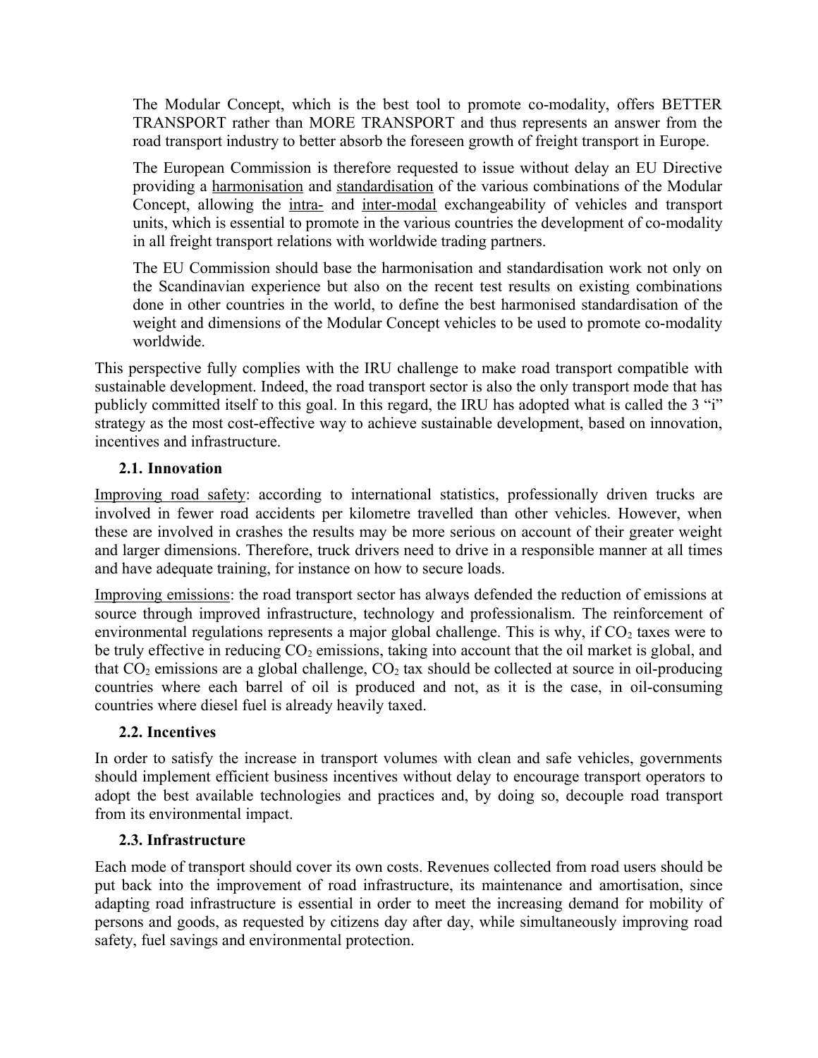> The Modular Concept, which is the best tool to promote co-modality, offers BETTER TRANSPORT rather than MORE TRANSPORT and thus represents an answer from the road transport industry to better absorb the foreseen growth of freight transport in Europe.
>
> The European Commission is therefore requested to issue without delay an EU Directive providing a harmonisation and standardisation of the various combinations of the Modular Concept, allowing the intra- and inter-modal exchangeability of vehicles and transport units, which is essential to promote in the various countries the development of co-modality in all freight transport relations with worldwide trading partners.
>
> The EU Commission should base the harmonisation and standardisation work not only on the Scandinavian experience but also on the recent test results on existing combinations done in other countries in the world, to define the best harmonised standardisation of the weight and dimensions of the Modular Concept vehicles to be used to promote co-modality worldwide.

This perspective fully complies with the IRU challenge to make road transport compatible with sustainable development. Indeed, the road transport sector is also the only transport mode that has publicly committed itself to this goal. In this regard, the IRU has adopted what is called the 3 "i" strategy as the most cost-effective way to achieve sustainable development, based on innovation, incentives and infrastructure.

### 2.1. Innovation

Improving road safety: according to international statistics, professionally driven trucks are involved in fewer road accidents per kilometre travelled than other vehicles. However, when these are involved in crashes the results may be more serious on account of their greater weight and larger dimensions. Therefore, truck drivers need to drive in a responsible manner at all times and have adequate training, for instance on how to secure loads.

Improving emissions: the road transport sector has always defended the reduction of emissions at source through improved infrastructure, technology and professionalism. The reinforcement of environmental regulations represents a major global challenge. This is why, if $CO_2$ taxes were to be truly effective in reducing $CO_2$ emissions, taking into account that the oil market is global, and that $CO_2$ emissions are a global challenge, $CO_2$ tax should be collected at source in oil-producing countries where each barrel of oil is produced and not, as it is the case, in oil-consuming countries where diesel fuel is already heavily taxed.

### 2.2. Incentives

In order to satisfy the increase in transport volumes with clean and safe vehicles, governments should implement efficient business incentives without delay to encourage transport operators to adopt the best available technologies and practices and, by doing so, decouple road transport from its environmental impact.

### 2.3. Infrastructure

Each mode of transport should cover its own costs. Revenues collected from road users should be put back into the improvement of road infrastructure, its maintenance and amortisation, since adapting road infrastructure is essential in order to meet the increasing demand for mobility of persons and goods, as requested by citizens day after day, while simultaneously improving road safety, fuel savings and environmental protection.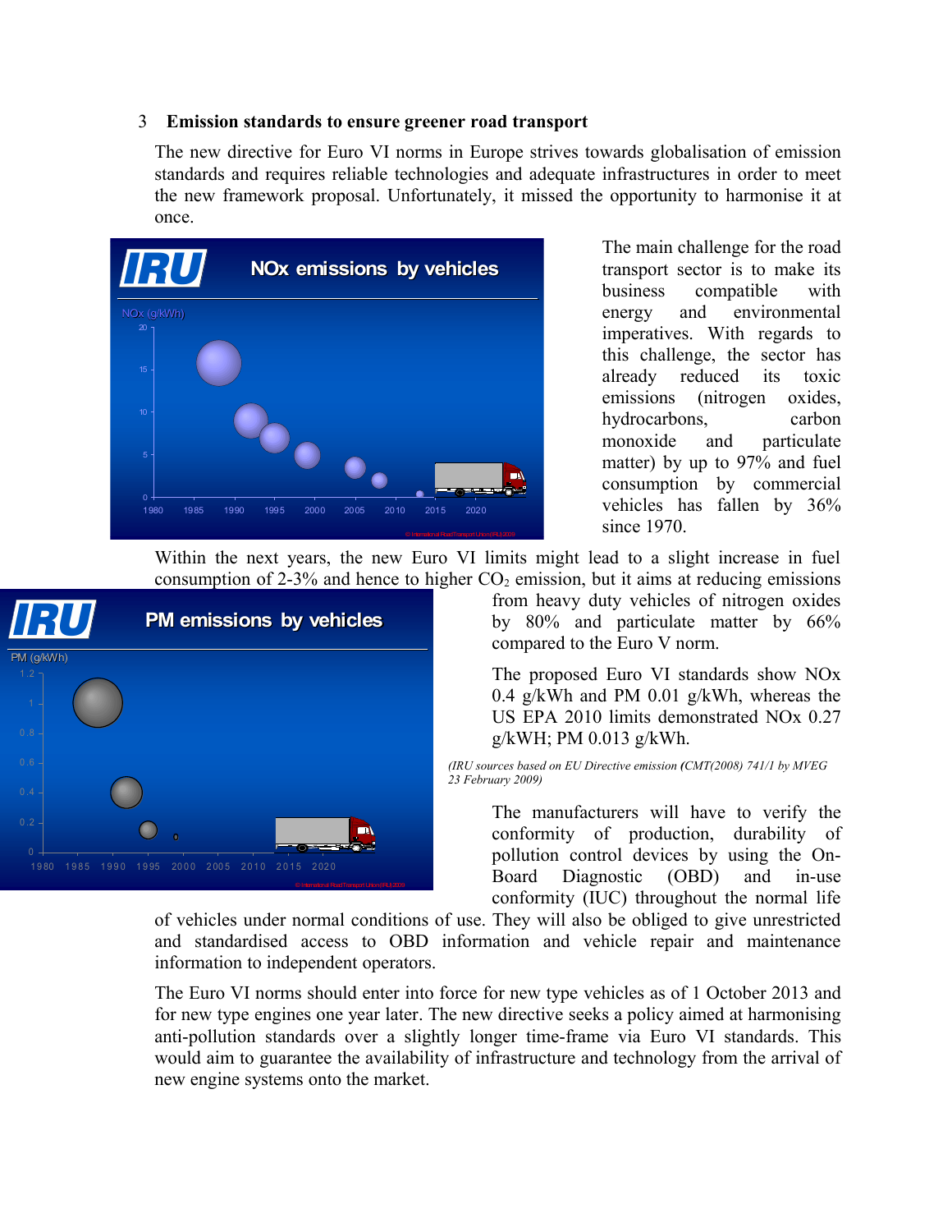## 3 Emission standards to ensure greener road transport

The new directive for Euro VI norms in Europe strives towards globalisation of emission standards and requires reliable technologies and adequate infrastructures in order to meet the new framework proposal. Unfortunately, it missed the opportunity to harmonise it at once.

The main challenge for the road transport sector is to make its business compatible with energy and environmental imperatives. With regards to this challenge, the sector has already reduced its toxic emissions (nitrogen oxides, hydrocarbons, carbon monoxide and particulate matter) by up to 97% and fuel consumption by commercial vehicles has fallen by 36% since 1970.

Within the next years, the new Euro VI limits might lead to a slight increase in fuel consumption of 2-3% and hence to higher $CO_2$ emission, but it aims at reducing emissions from heavy duty vehicles of nitrogen oxides by 80% and particulate matter by 66% compared to the Euro V norm.

The proposed Euro VI standards show NOx 0.4 g/kWh and PM 0.01 g/kWh, whereas the US EPA 2010 limits demonstrated NOx 0.27 g/kWH; PM 0.013 g/kWh.

*(IRU sources based on EU Directive emission* **(***CMT(2008) 741/1 by MVEG 23 February 2009)*

The manufacturers will have to verify the conformity of production, durability of pollution control devices by using the On-Board Diagnostic (OBD) and in-use conformity (IUC) throughout the normal life of vehicles under normal conditions of use. They will also be obliged to give unrestricted and standardised access to OBD information and vehicle repair and maintenance information to independent operators.

The Euro VI norms should enter into force for new type vehicles as of 1 October 2013 and for new type engines one year later. The new directive seeks a policy aimed at harmonising anti-pollution standards over a slightly longer time-frame via Euro VI standards. This would aim to guarantee the availability of infrastructure and technology from the arrival of new engine systems onto the market.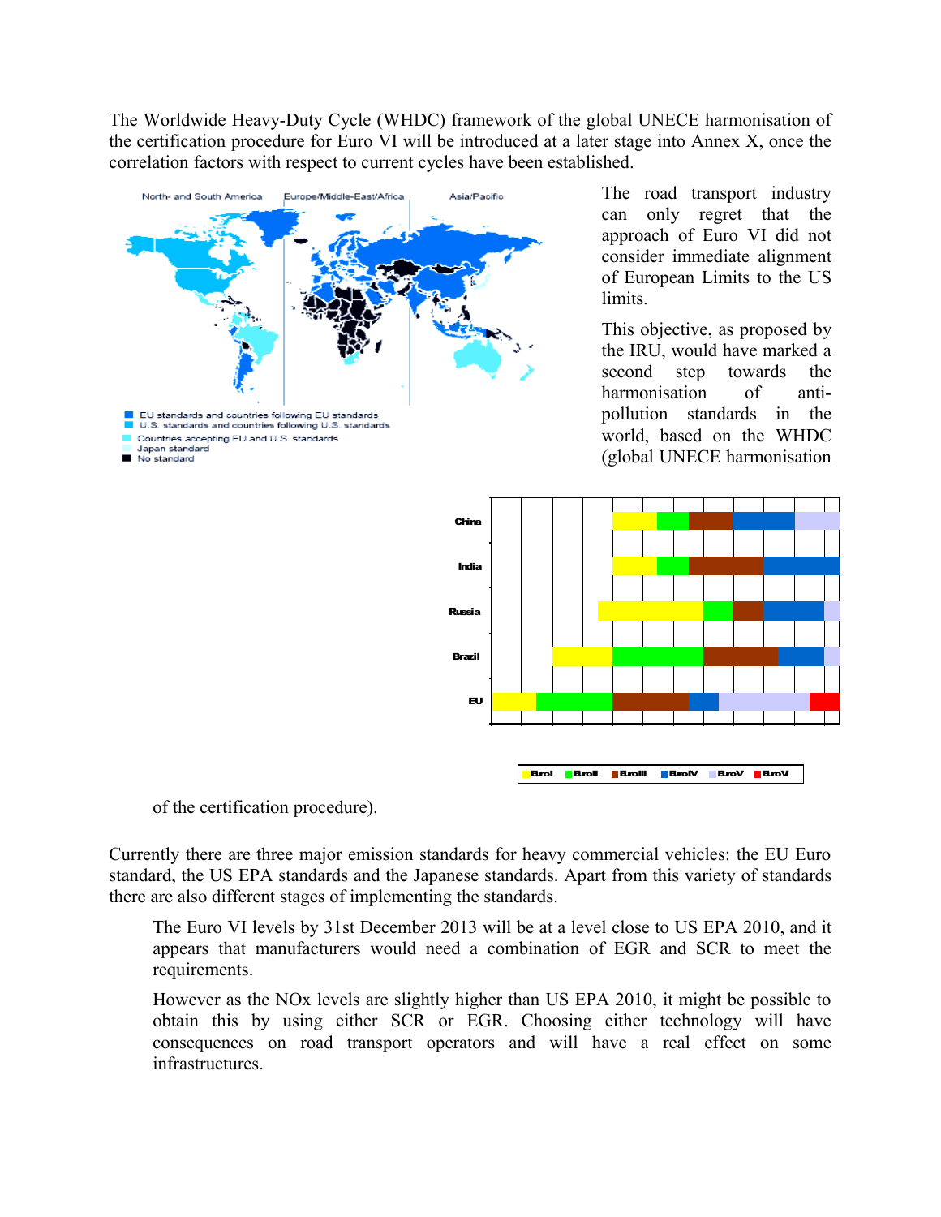The Worldwide Heavy-Duty Cycle (WHDC) framework of the global UNECE harmonisation of the certification procedure for Euro VI will be introduced at a later stage into Annex X, once the correlation factors with respect to current cycles have been established.

The road transport industry can only regret that the approach of Euro VI did not consider immediate alignment of European Limits to the US limits.

This objective, as proposed by the IRU, would have marked a second step towards the harmonisation of anti-pollution standards in the world, based on the WHDC (global UNECE harmonisation of the certification procedure).

Currently there are three major emission standards for heavy commercial vehicles: the EU Euro standard, the US EPA standards and the Japanese standards. Apart from this variety of standards there are also different stages of implementing the standards.

> The Euro VI levels by 31st December 2013 will be at a level close to US EPA 2010, and it appears that manufacturers would need a combination of EGR and SCR to meet the requirements.
>
> However as the NOx levels are slightly higher than US EPA 2010, it might be possible to obtain this by using either SCR or EGR. Choosing either technology will have consequences on road transport operators and will have a real effect on some infrastructures.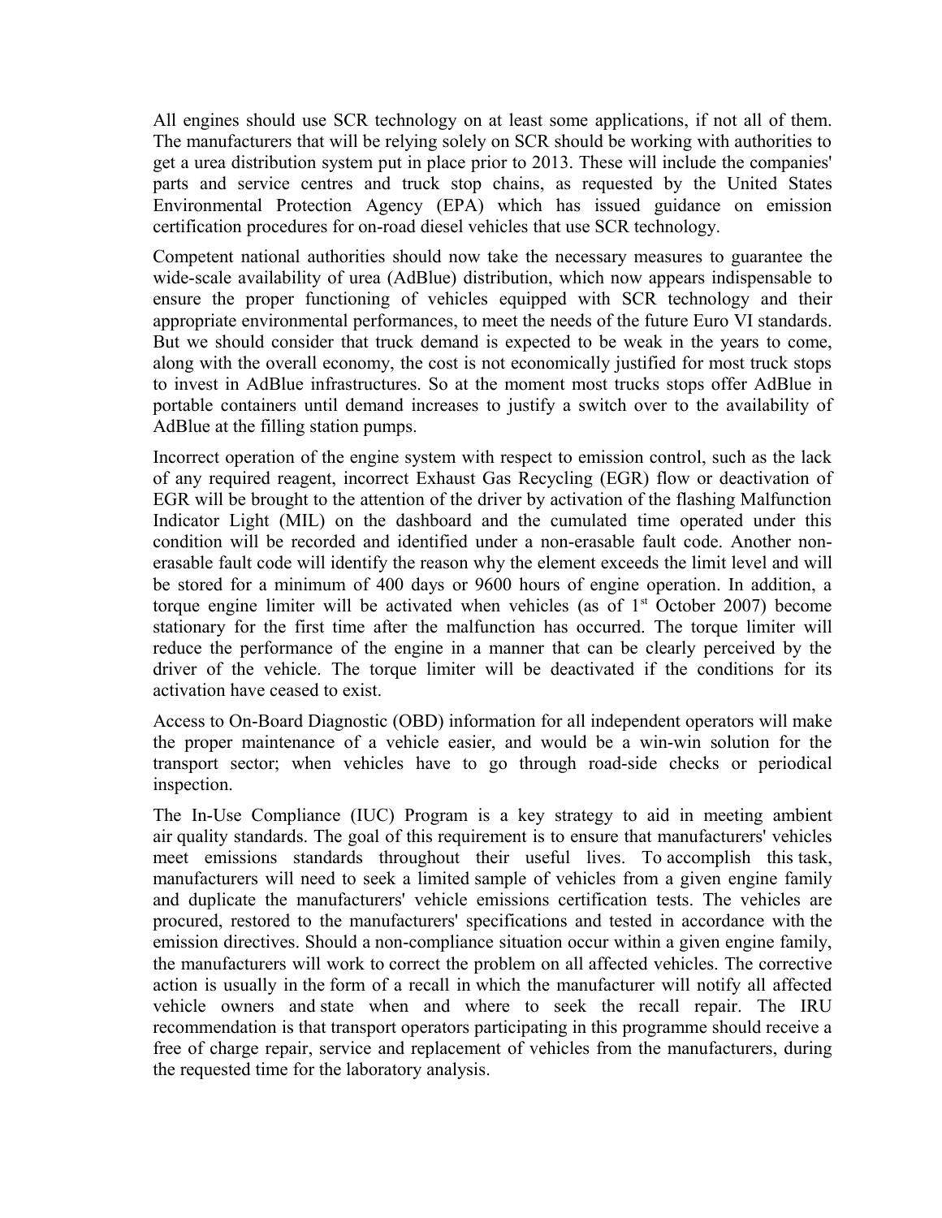All engines should use SCR technology on at least some applications, if not all of them. The manufacturers that will be relying solely on SCR should be working with authorities to get a urea distribution system put in place prior to 2013. These will include the companies' parts and service centres and truck stop chains, as requested by the United States Environmental Protection Agency (EPA) which has issued guidance on emission certification procedures for on-road diesel vehicles that use SCR technology.

Competent national authorities should now take the necessary measures to guarantee the wide-scale availability of urea (AdBlue) distribution, which now appears indispensable to ensure the proper functioning of vehicles equipped with SCR technology and their appropriate environmental performances, to meet the needs of the future Euro VI standards. But we should consider that truck demand is expected to be weak in the years to come, along with the overall economy, the cost is not economically justified for most truck stops to invest in AdBlue infrastructures. So at the moment most trucks stops offer AdBlue in portable containers until demand increases to justify a switch over to the availability of AdBlue at the filling station pumps.

Incorrect operation of the engine system with respect to emission control, such as the lack of any required reagent, incorrect Exhaust Gas Recycling (EGR) flow or deactivation of EGR will be brought to the attention of the driver by activation of the flashing Malfunction Indicator Light (MIL) on the dashboard and the cumulated time operated under this condition will be recorded and identified under a non-erasable fault code. Another non-erasable fault code will identify the reason why the element exceeds the limit level and will be stored for a minimum of 400 days or 9600 hours of engine operation. In addition, a torque engine limiter will be activated when vehicles (as of 1st October 2007) become stationary for the first time after the malfunction has occurred. The torque limiter will reduce the performance of the engine in a manner that can be clearly perceived by the driver of the vehicle. The torque limiter will be deactivated if the conditions for its activation have ceased to exist.

Access to On-Board Diagnostic (OBD) information for all independent operators will make the proper maintenance of a vehicle easier, and would be a win-win solution for the transport sector; when vehicles have to go through road-side checks or periodical inspection.

The In-Use Compliance (IUC) Program is a key strategy to aid in meeting ambient air quality standards. The goal of this requirement is to ensure that manufacturers' vehicles meet emissions standards throughout their useful lives. To accomplish this task, manufacturers will need to seek a limited sample of vehicles from a given engine family and duplicate the manufacturers' vehicle emissions certification tests. The vehicles are procured, restored to the manufacturers' specifications and tested in accordance with the emission directives. Should a non-compliance situation occur within a given engine family, the manufacturers will work to correct the problem on all affected vehicles. The corrective action is usually in the form of a recall in which the manufacturer will notify all affected vehicle owners and state when and where to seek the recall repair. The IRU recommendation is that transport operators participating in this programme should receive a free of charge repair, service and replacement of vehicles from the manufacturers, during the requested time for the laboratory analysis.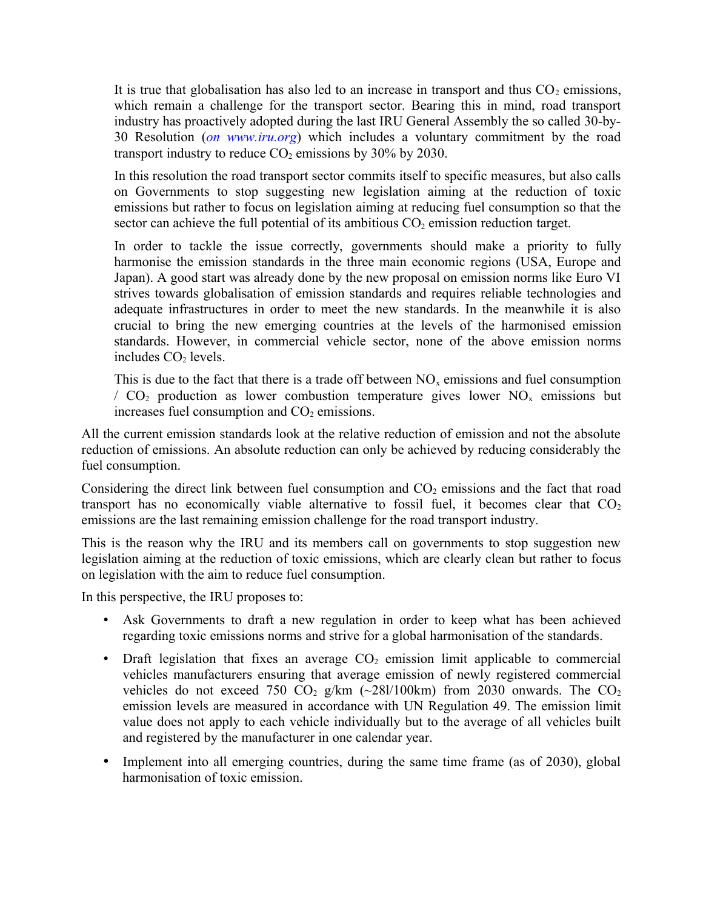It is true that globalisation has also led to an increase in transport and thus $CO_2$ emissions, which remain a challenge for the transport sector. Bearing this in mind, road transport industry has proactively adopted during the last IRU General Assembly the so called 30-by-30 Resolution (*on www.iru.org*) which includes a voluntary commitment by the road transport industry to reduce $CO_2$ emissions by 30% by 2030.

In this resolution the road transport sector commits itself to specific measures, but also calls on Governments to stop suggesting new legislation aiming at the reduction of toxic emissions but rather to focus on legislation aiming at reducing fuel consumption so that the sector can achieve the full potential of its ambitious $CO_2$ emission reduction target.

In order to tackle the issue correctly, governments should make a priority to fully harmonise the emission standards in the three main economic regions (USA, Europe and Japan). A good start was already done by the new proposal on emission norms like Euro VI strives towards globalisation of emission standards and requires reliable technologies and adequate infrastructures in order to meet the new standards. In the meanwhile it is also crucial to bring the new emerging countries at the levels of the harmonised emission standards. However, in commercial vehicle sector, none of the above emission norms includes $CO_2$ levels.

This is due to the fact that there is a trade off between $NO_x$ emissions and fuel consumption / $CO_2$ production as lower combustion temperature gives lower $NO_x$ emissions but increases fuel consumption and $CO_2$ emissions.

All the current emission standards look at the relative reduction of emission and not the absolute reduction of emissions. An absolute reduction can only be achieved by reducing considerably the fuel consumption.

Considering the direct link between fuel consumption and $CO_2$ emissions and the fact that road transport has no economically viable alternative to fossil fuel, it becomes clear that $CO_2$ emissions are the last remaining emission challenge for the road transport industry.

This is the reason why the IRU and its members call on governments to stop suggestion new legislation aiming at the reduction of toxic emissions, which are clearly clean but rather to focus on legislation with the aim to reduce fuel consumption.

In this perspective, the IRU proposes to:

- Ask Governments to draft a new regulation in order to keep what has been achieved regarding toxic emissions norms and strive for a global harmonisation of the standards.
- Draft legislation that fixes an average $CO_2$ emission limit applicable to commercial vehicles manufacturers ensuring that average emission of newly registered commercial vehicles do not exceed 750 $CO_2$ g/km (~28l/100km) from 2030 onwards. The $CO_2$ emission levels are measured in accordance with UN Regulation 49. The emission limit value does not apply to each vehicle individually but to the average of all vehicles built and registered by the manufacturer in one calendar year.
- Implement into all emerging countries, during the same time frame (as of 2030), global harmonisation of toxic emission.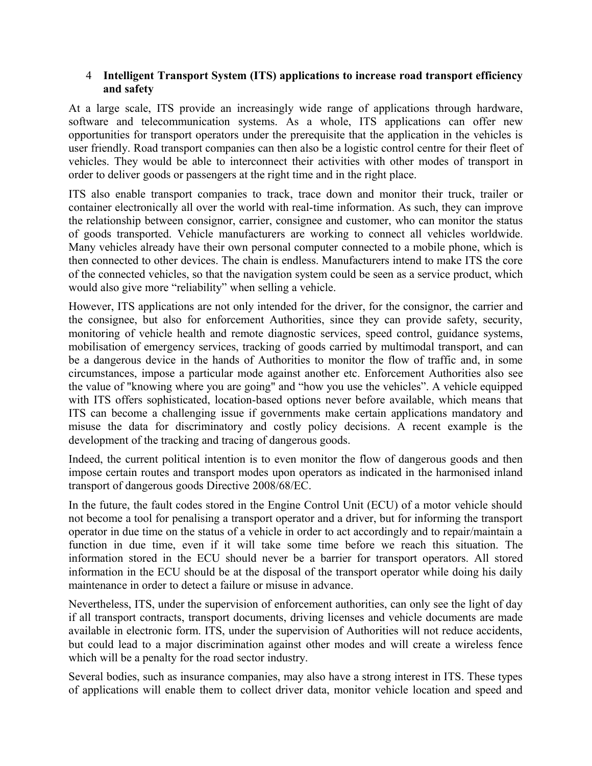## 4 Intelligent Transport System (ITS) applications to increase road transport efficiency and safety

At a large scale, ITS provide an increasingly wide range of applications through hardware, software and telecommunication systems. As a whole, ITS applications can offer new opportunities for transport operators under the prerequisite that the application in the vehicles is user friendly. Road transport companies can then also be a logistic control centre for their fleet of vehicles. They would be able to interconnect their activities with other modes of transport in order to deliver goods or passengers at the right time and in the right place.

ITS also enable transport companies to track, trace down and monitor their truck, trailer or container electronically all over the world with real-time information. As such, they can improve the relationship between consignor, carrier, consignee and customer, who can monitor the status of goods transported. Vehicle manufacturers are working to connect all vehicles worldwide. Many vehicles already have their own personal computer connected to a mobile phone, which is then connected to other devices. The chain is endless. Manufacturers intend to make ITS the core of the connected vehicles, so that the navigation system could be seen as a service product, which would also give more “reliability” when selling a vehicle.

However, ITS applications are not only intended for the driver, for the consignor, the carrier and the consignee, but also for enforcement Authorities, since they can provide safety, security, monitoring of vehicle health and remote diagnostic services, speed control, guidance systems, mobilisation of emergency services, tracking of goods carried by multimodal transport, and can be a dangerous device in the hands of Authorities to monitor the flow of traffic and, in some circumstances, impose a particular mode against another etc. Enforcement Authorities also see the value of "knowing where you are going" and “how you use the vehicles”. A vehicle equipped with ITS offers sophisticated, location-based options never before available, which means that ITS can become a challenging issue if governments make certain applications mandatory and misuse the data for discriminatory and costly policy decisions. A recent example is the development of the tracking and tracing of dangerous goods.

Indeed, the current political intention is to even monitor the flow of dangerous goods and then impose certain routes and transport modes upon operators as indicated in the harmonised inland transport of dangerous goods Directive 2008/68/EC.

In the future, the fault codes stored in the Engine Control Unit (ECU) of a motor vehicle should not become a tool for penalising a transport operator and a driver, but for informing the transport operator in due time on the status of a vehicle in order to act accordingly and to repair/maintain a function in due time, even if it will take some time before we reach this situation. The information stored in the ECU should never be a barrier for transport operators. All stored information in the ECU should be at the disposal of the transport operator while doing his daily maintenance in order to detect a failure or misuse in advance.

Nevertheless, ITS, under the supervision of enforcement authorities, can only see the light of day if all transport contracts, transport documents, driving licenses and vehicle documents are made available in electronic form. ITS, under the supervision of Authorities will not reduce accidents, but could lead to a major discrimination against other modes and will create a wireless fence which will be a penalty for the road sector industry.

Several bodies, such as insurance companies, may also have a strong interest in ITS. These types of applications will enable them to collect driver data, monitor vehicle location and speed and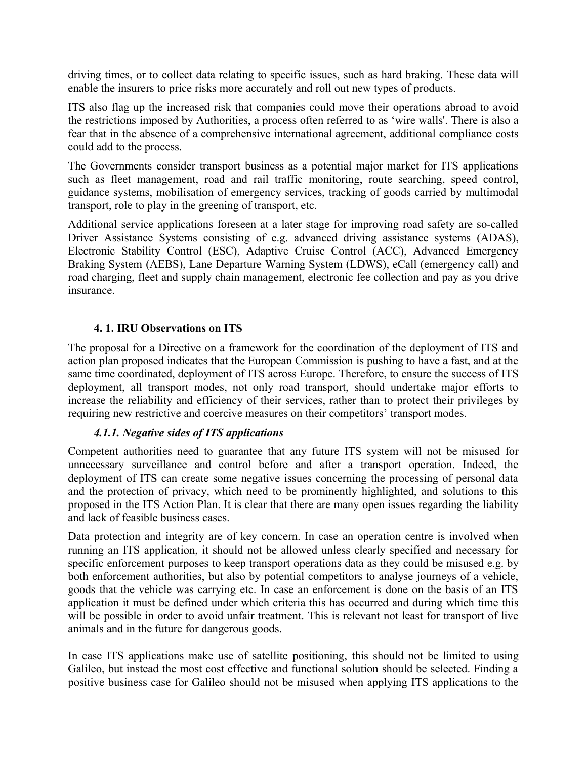driving times, or to collect data relating to specific issues, such as hard braking. These data will enable the insurers to price risks more accurately and roll out new types of products.

ITS also flag up the increased risk that companies could move their operations abroad to avoid the restrictions imposed by Authorities, a process often referred to as 'wire walls'. There is also a fear that in the absence of a comprehensive international agreement, additional compliance costs could add to the process.

The Governments consider transport business as a potential major market for ITS applications such as fleet management, road and rail traffic monitoring, route searching, speed control, guidance systems, mobilisation of emergency services, tracking of goods carried by multimodal transport, role to play in the greening of transport, etc.

Additional service applications foreseen at a later stage for improving road safety are so-called Driver Assistance Systems consisting of e.g. advanced driving assistance systems (ADAS), Electronic Stability Control (ESC), Adaptive Cruise Control (ACC), Advanced Emergency Braking System (AEBS), Lane Departure Warning System (LDWS), eCall (emergency call) and road charging, fleet and supply chain management, electronic fee collection and pay as you drive insurance.

### 4. 1. IRU Observations on ITS

The proposal for a Directive on a framework for the coordination of the deployment of ITS and action plan proposed indicates that the European Commission is pushing to have a fast, and at the same time coordinated, deployment of ITS across Europe. Therefore, to ensure the success of ITS deployment, all transport modes, not only road transport, should undertake major efforts to increase the reliability and efficiency of their services, rather than to protect their privileges by requiring new restrictive and coercive measures on their competitors' transport modes.

#### *4.1.1. Negative sides of ITS applications*

Competent authorities need to guarantee that any future ITS system will not be misused for unnecessary surveillance and control before and after a transport operation. Indeed, the deployment of ITS can create some negative issues concerning the processing of personal data and the protection of privacy, which need to be prominently highlighted, and solutions to this proposed in the ITS Action Plan. It is clear that there are many open issues regarding the liability and lack of feasible business cases.

Data protection and integrity are of key concern. In case an operation centre is involved when running an ITS application, it should not be allowed unless clearly specified and necessary for specific enforcement purposes to keep transport operations data as they could be misused e.g. by both enforcement authorities, but also by potential competitors to analyse journeys of a vehicle, goods that the vehicle was carrying etc. In case an enforcement is done on the basis of an ITS application it must be defined under which criteria this has occurred and during which time this will be possible in order to avoid unfair treatment. This is relevant not least for transport of live animals and in the future for dangerous goods.

In case ITS applications make use of satellite positioning, this should not be limited to using Galileo, but instead the most cost effective and functional solution should be selected. Finding a positive business case for Galileo should not be misused when applying ITS applications to the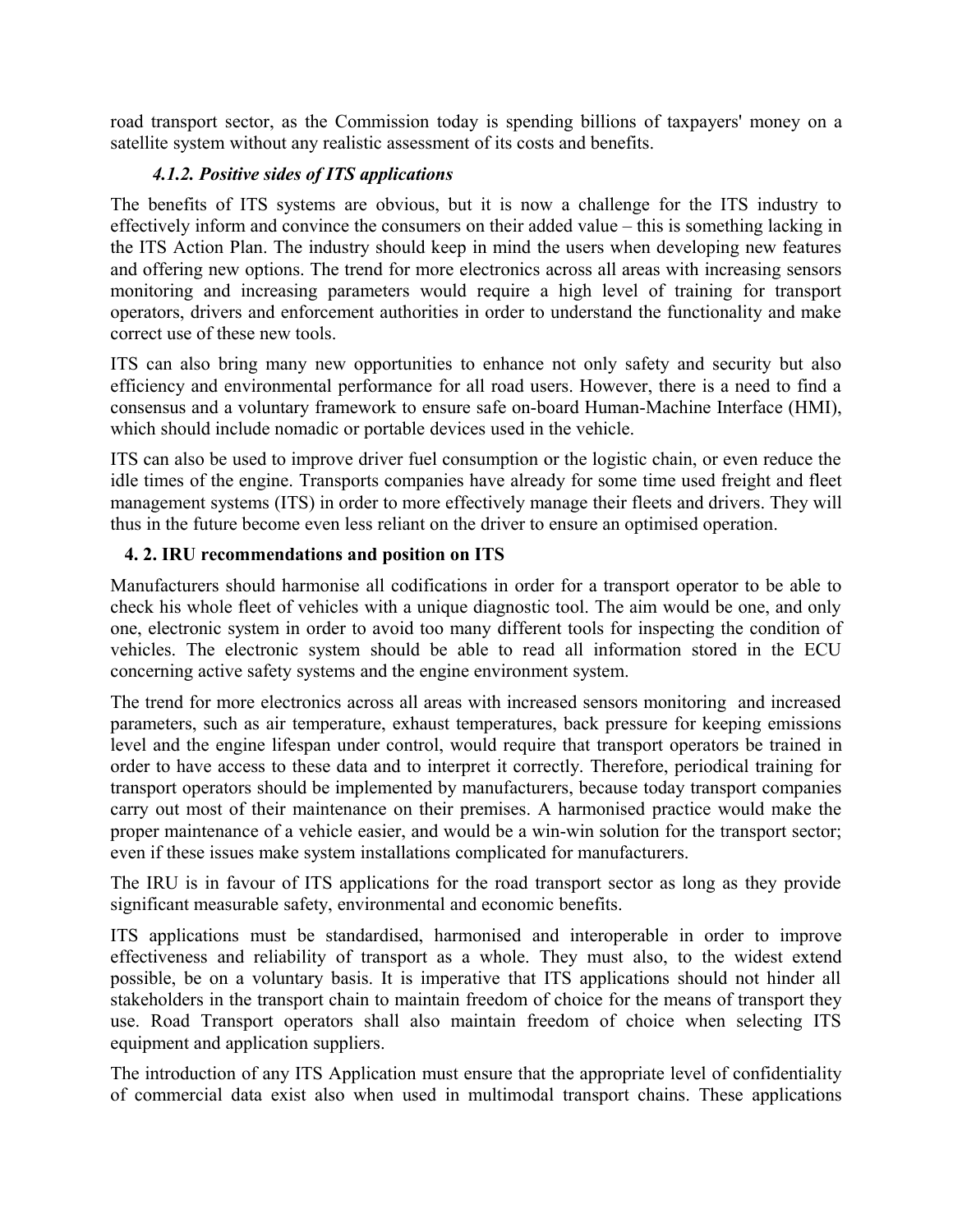road transport sector, as the Commission today is spending billions of taxpayers' money on a satellite system without any realistic assessment of its costs and benefits.

#### *4.1.2. Positive sides of ITS applications*

The benefits of ITS systems are obvious, but it is now a challenge for the ITS industry to effectively inform and convince the consumers on their added value – this is something lacking in the ITS Action Plan. The industry should keep in mind the users when developing new features and offering new options. The trend for more electronics across all areas with increasing sensors monitoring and increasing parameters would require a high level of training for transport operators, drivers and enforcement authorities in order to understand the functionality and make correct use of these new tools.

ITS can also bring many new opportunities to enhance not only safety and security but also efficiency and environmental performance for all road users. However, there is a need to find a consensus and a voluntary framework to ensure safe on-board Human-Machine Interface (HMI), which should include nomadic or portable devices used in the vehicle.

ITS can also be used to improve driver fuel consumption or the logistic chain, or even reduce the idle times of the engine. Transports companies have already for some time used freight and fleet management systems (ITS) in order to more effectively manage their fleets and drivers. They will thus in the future become even less reliant on the driver to ensure an optimised operation.

### 4. 2. IRU recommendations and position on ITS

Manufacturers should harmonise all codifications in order for a transport operator to be able to check his whole fleet of vehicles with a unique diagnostic tool. The aim would be one, and only one, electronic system in order to avoid too many different tools for inspecting the condition of vehicles. The electronic system should be able to read all information stored in the ECU concerning active safety systems and the engine environment system.

The trend for more electronics across all areas with increased sensors monitoring and increased parameters, such as air temperature, exhaust temperatures, back pressure for keeping emissions level and the engine lifespan under control, would require that transport operators be trained in order to have access to these data and to interpret it correctly. Therefore, periodical training for transport operators should be implemented by manufacturers, because today transport companies carry out most of their maintenance on their premises. A harmonised practice would make the proper maintenance of a vehicle easier, and would be a win-win solution for the transport sector; even if these issues make system installations complicated for manufacturers.

The IRU is in favour of ITS applications for the road transport sector as long as they provide significant measurable safety, environmental and economic benefits.

ITS applications must be standardised, harmonised and interoperable in order to improve effectiveness and reliability of transport as a whole. They must also, to the widest extend possible, be on a voluntary basis. It is imperative that ITS applications should not hinder all stakeholders in the transport chain to maintain freedom of choice for the means of transport they use. Road Transport operators shall also maintain freedom of choice when selecting ITS equipment and application suppliers.

The introduction of any ITS Application must ensure that the appropriate level of confidentiality of commercial data exist also when used in multimodal transport chains. These applications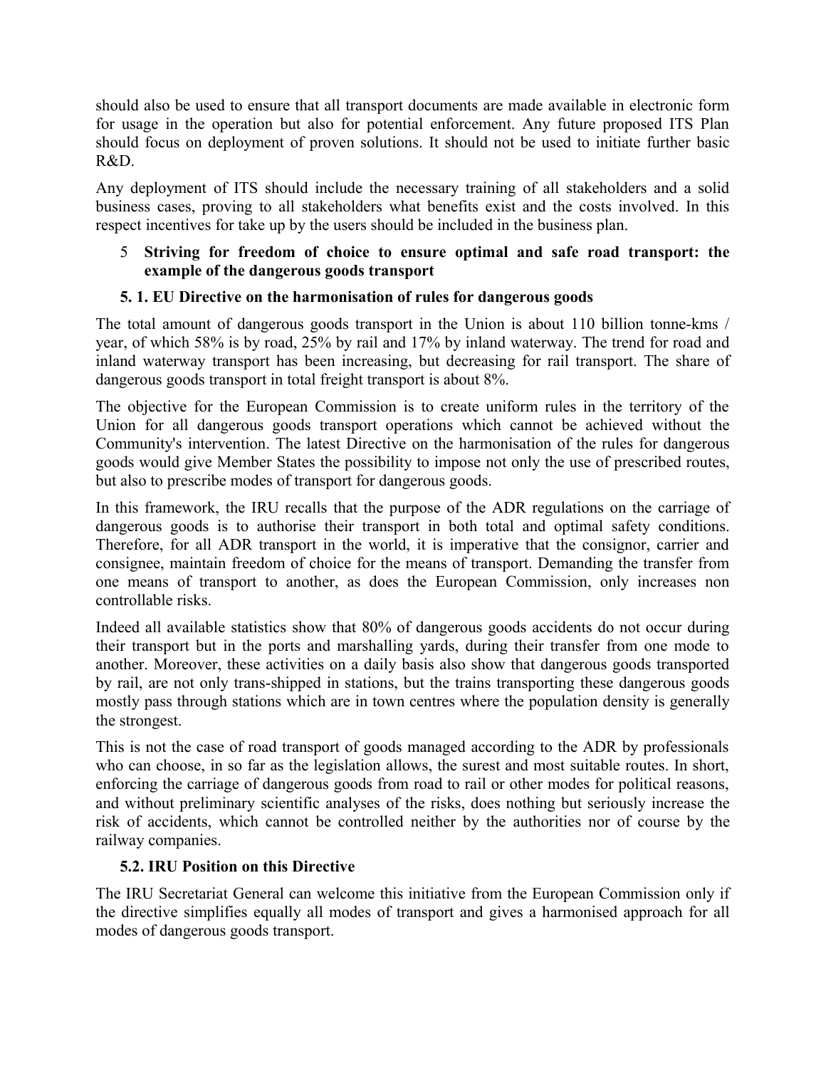should also be used to ensure that all transport documents are made available in electronic form for usage in the operation but also for potential enforcement. Any future proposed ITS Plan should focus on deployment of proven solutions. It should not be used to initiate further basic R&D.

Any deployment of ITS should include the necessary training of all stakeholders and a solid business cases, proving to all stakeholders what benefits exist and the costs involved. In this respect incentives for take up by the users should be included in the business plan.

## 5 Striving for freedom of choice to ensure optimal and safe road transport: the example of the dangerous goods transport

### 5. 1. EU Directive on the harmonisation of rules for dangerous goods

The total amount of dangerous goods transport in the Union is about 110 billion tonne-kms / year, of which 58% is by road, 25% by rail and 17% by inland waterway. The trend for road and inland waterway transport has been increasing, but decreasing for rail transport. The share of dangerous goods transport in total freight transport is about 8%.

The objective for the European Commission is to create uniform rules in the territory of the Union for all dangerous goods transport operations which cannot be achieved without the Community's intervention. The latest Directive on the harmonisation of the rules for dangerous goods would give Member States the possibility to impose not only the use of prescribed routes, but also to prescribe modes of transport for dangerous goods.

In this framework, the IRU recalls that the purpose of the ADR regulations on the carriage of dangerous goods is to authorise their transport in both total and optimal safety conditions. Therefore, for all ADR transport in the world, it is imperative that the consignor, carrier and consignee, maintain freedom of choice for the means of transport. Demanding the transfer from one means of transport to another, as does the European Commission, only increases non controllable risks.

Indeed all available statistics show that 80% of dangerous goods accidents do not occur during their transport but in the ports and marshalling yards, during their transfer from one mode to another. Moreover, these activities on a daily basis also show that dangerous goods transported by rail, are not only trans-shipped in stations, but the trains transporting these dangerous goods mostly pass through stations which are in town centres where the population density is generally the strongest.

This is not the case of road transport of goods managed according to the ADR by professionals who can choose, in so far as the legislation allows, the surest and most suitable routes. In short, enforcing the carriage of dangerous goods from road to rail or other modes for political reasons, and without preliminary scientific analyses of the risks, does nothing but seriously increase the risk of accidents, which cannot be controlled neither by the authorities nor of course by the railway companies.

### 5.2. IRU Position on this Directive

The IRU Secretariat General can welcome this initiative from the European Commission only if the directive simplifies equally all modes of transport and gives a harmonised approach for all modes of dangerous goods transport.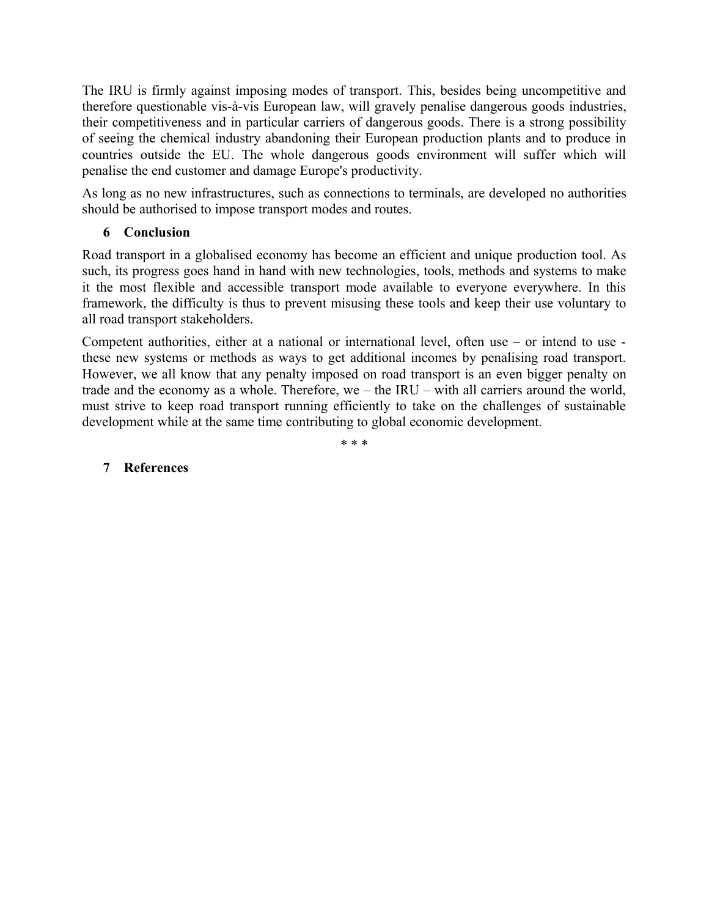The IRU is firmly against imposing modes of transport. This, besides being uncompetitive and therefore questionable vis-à-vis European law, will gravely penalise dangerous goods industries, their competitiveness and in particular carriers of dangerous goods. There is a strong possibility of seeing the chemical industry abandoning their European production plants and to produce in countries outside the EU. The whole dangerous goods environment will suffer which will penalise the end customer and damage Europe's productivity.

As long as no new infrastructures, such as connections to terminals, are developed no authorities should be authorised to impose transport modes and routes.

## 6 Conclusion

Road transport in a globalised economy has become an efficient and unique production tool. As such, its progress goes hand in hand with new technologies, tools, methods and systems to make it the most flexible and accessible transport mode available to everyone everywhere. In this framework, the difficulty is thus to prevent misusing these tools and keep their use voluntary to all road transport stakeholders.

Competent authorities, either at a national or international level, often use – or intend to use - these new systems or methods as ways to get additional incomes by penalising road transport. However, we all know that any penalty imposed on road transport is an even bigger penalty on trade and the economy as a whole. Therefore, we – the IRU – with all carriers around the world, must strive to keep road transport running efficiently to take on the challenges of sustainable development while at the same time contributing to global economic development.

* * *

## 7 References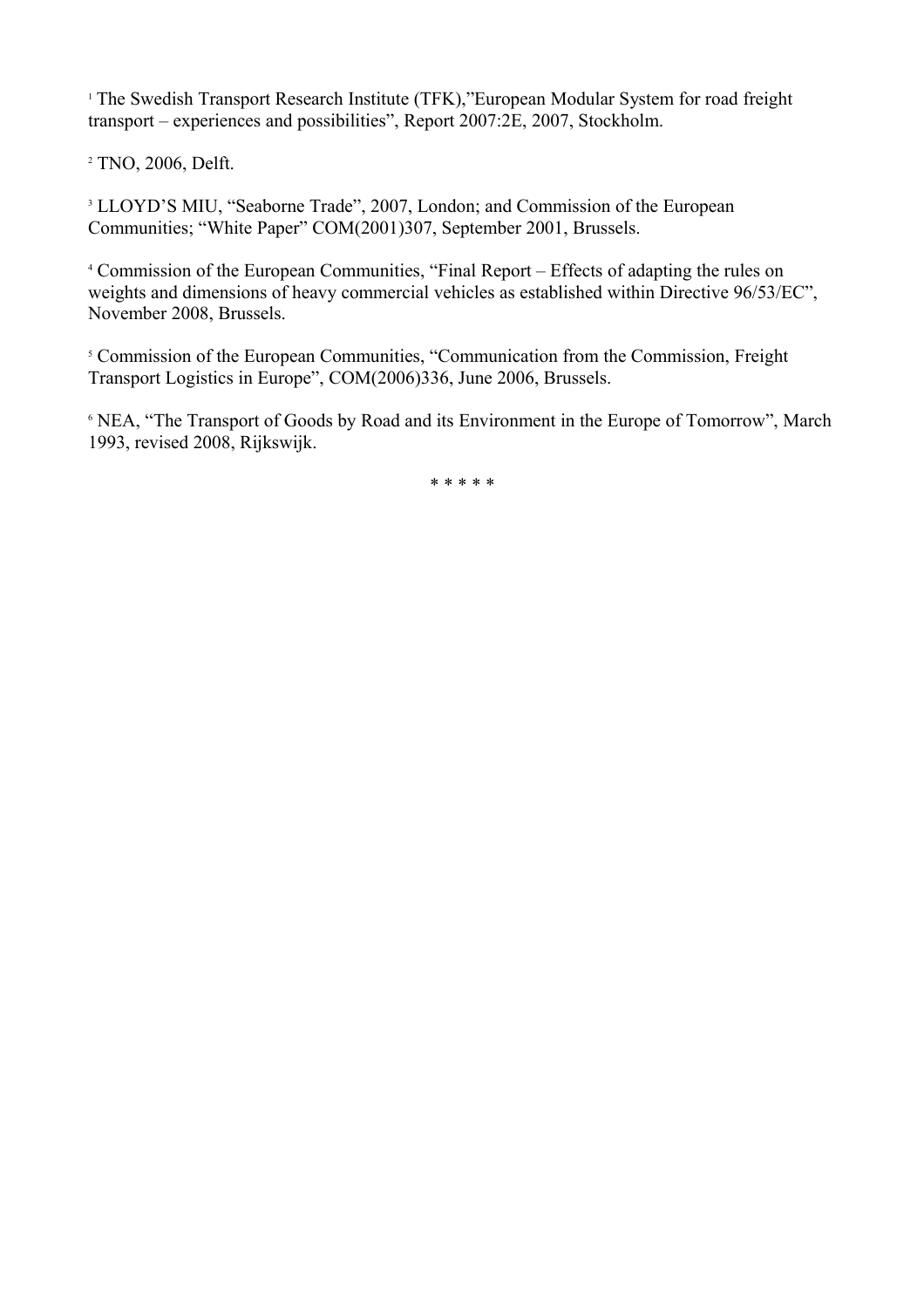[1] The Swedish Transport Research Institute (TFK),"European Modular System for road freight transport – experiences and possibilities", Report 2007:2E, 2007, Stockholm.

[2] TNO, 2006, Delft.

[3] LLOYD'S MIU, "Seaborne Trade", 2007, London; and Commission of the European Communities; "White Paper" COM(2001)307, September 2001, Brussels.

[4] Commission of the European Communities, "Final Report – Effects of adapting the rules on weights and dimensions of heavy commercial vehicles as established within Directive 96/53/EC", November 2008, Brussels.

[5] Commission of the European Communities, "Communication from the Commission, Freight Transport Logistics in Europe", COM(2006)336, June 2006, Brussels.

[6] NEA, "The Transport of Goods by Road and its Environment in the Europe of Tomorrow", March 1993, revised 2008, Rijkswijk.

* * * * *